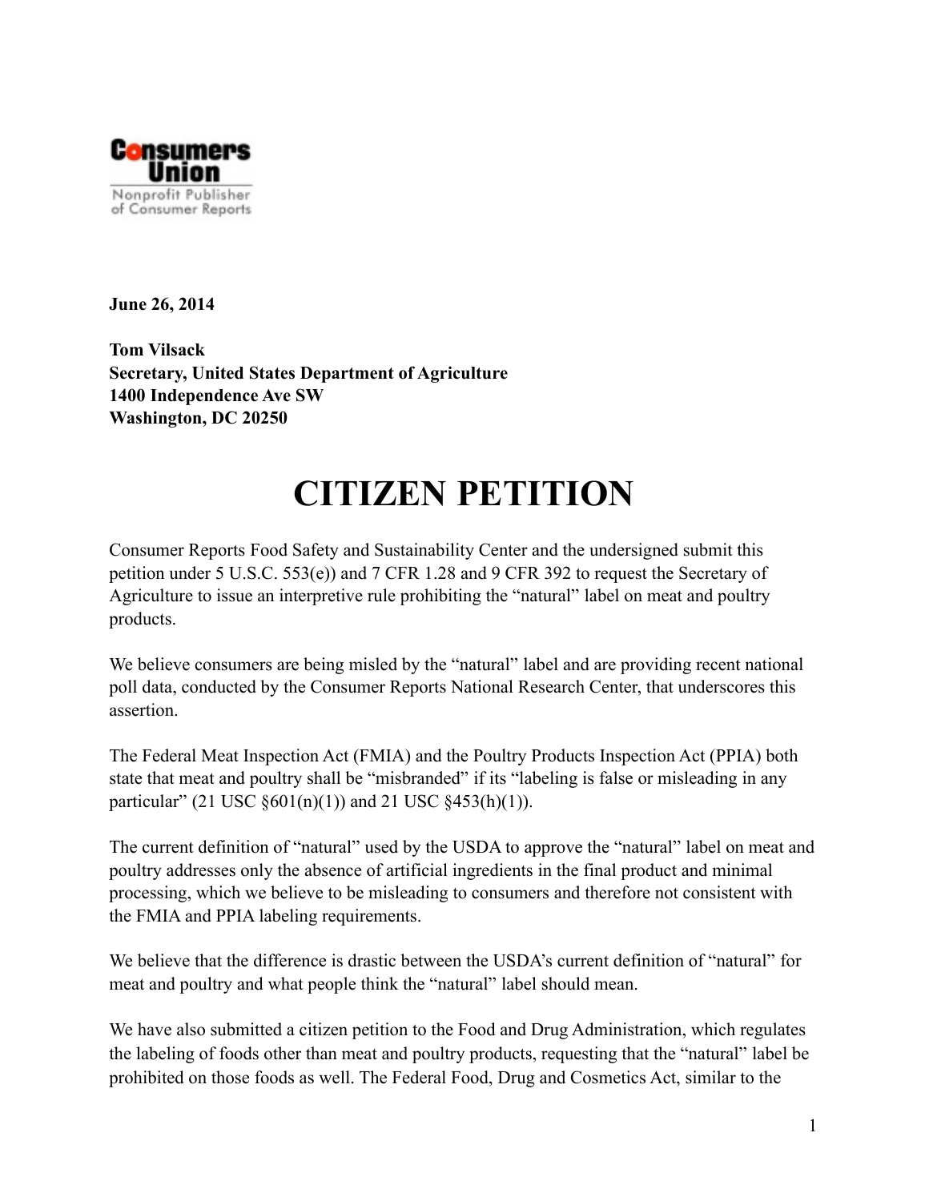**Consumers Union**
Nonprofit Publisher of Consumer Reports

**June 26, 2014**

**Tom Vilsack**
**Secretary, United States Department of Agriculture**
**1400 Independence Ave SW**
**Washington, DC 20250**

# CITIZEN PETITION

Consumer Reports Food Safety and Sustainability Center and the undersigned submit this petition under 5 U.S.C. 553(e)) and 7 CFR 1.28 and 9 CFR 392 to request the Secretary of Agriculture to issue an interpretive rule prohibiting the "natural" label on meat and poultry products.

We believe consumers are being misled by the "natural" label and are providing recent national poll data, conducted by the Consumer Reports National Research Center, that underscores this assertion.

The Federal Meat Inspection Act (FMIA) and the Poultry Products Inspection Act (PPIA) both state that meat and poultry shall be "misbranded" if its "labeling is false or misleading in any particular" (21 USC §601(n)(1)) and 21 USC §453(h)(1)).

The current definition of "natural" used by the USDA to approve the "natural" label on meat and poultry addresses only the absence of artificial ingredients in the final product and minimal processing, which we believe to be misleading to consumers and therefore not consistent with the FMIA and PPIA labeling requirements.

We believe that the difference is drastic between the USDA's current definition of "natural" for meat and poultry and what people think the "natural" label should mean.

We have also submitted a citizen petition to the Food and Drug Administration, which regulates the labeling of foods other than meat and poultry products, requesting that the "natural" label be prohibited on those foods as well. The Federal Food, Drug and Cosmetics Act, similar to the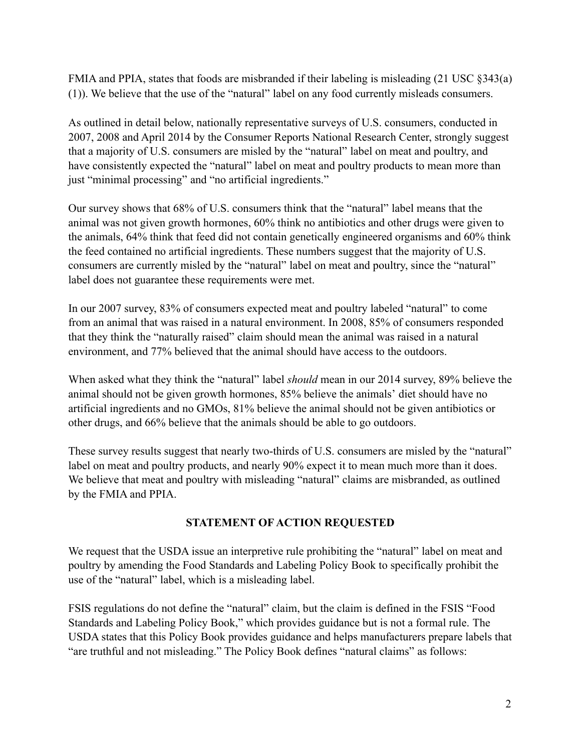FMIA and PPIA, states that foods are misbranded if their labeling is misleading (21 USC §343(a)(1)). We believe that the use of the "natural" label on any food currently misleads consumers.

As outlined in detail below, nationally representative surveys of U.S. consumers, conducted in 2007, 2008 and April 2014 by the Consumer Reports National Research Center, strongly suggest that a majority of U.S. consumers are misled by the "natural" label on meat and poultry, and have consistently expected the "natural" label on meat and poultry products to mean more than just "minimal processing" and "no artificial ingredients."

Our survey shows that 68% of U.S. consumers think that the "natural" label means that the animal was not given growth hormones, 60% think no antibiotics and other drugs were given to the animals, 64% think that feed did not contain genetically engineered organisms and 60% think the feed contained no artificial ingredients. These numbers suggest that the majority of U.S. consumers are currently misled by the "natural" label on meat and poultry, since the "natural" label does not guarantee these requirements were met.

In our 2007 survey, 83% of consumers expected meat and poultry labeled "natural" to come from an animal that was raised in a natural environment. In 2008, 85% of consumers responded that they think the "naturally raised" claim should mean the animal was raised in a natural environment, and 77% believed that the animal should have access to the outdoors.

When asked what they think the "natural" label *should* mean in our 2014 survey, 89% believe the animal should not be given growth hormones, 85% believe the animals' diet should have no artificial ingredients and no GMOs, 81% believe the animal should not be given antibiotics or other drugs, and 66% believe that the animals should be able to go outdoors.

These survey results suggest that nearly two-thirds of U.S. consumers are misled by the "natural" label on meat and poultry products, and nearly 90% expect it to mean much more than it does. We believe that meat and poultry with misleading "natural" claims are misbranded, as outlined by the FMIA and PPIA.

## STATEMENT OF ACTION REQUESTED

We request that the USDA issue an interpretive rule prohibiting the "natural" label on meat and poultry by amending the Food Standards and Labeling Policy Book to specifically prohibit the use of the "natural" label, which is a misleading label.

FSIS regulations do not define the "natural" claim, but the claim is defined in the FSIS "Food Standards and Labeling Policy Book," which provides guidance but is not a formal rule. The USDA states that this Policy Book provides guidance and helps manufacturers prepare labels that "are truthful and not misleading." The Policy Book defines "natural claims" as follows: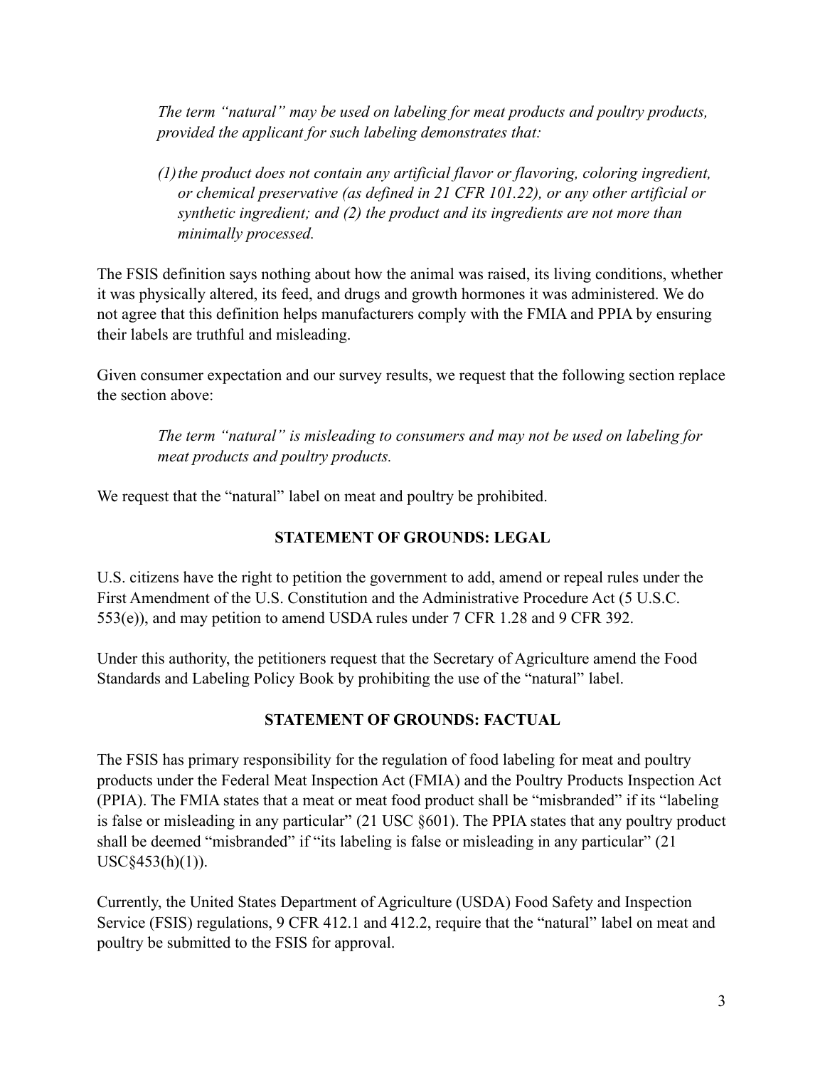> *The term "natural" may be used on labeling for meat products and poultry products, provided the applicant for such labeling demonstrates that:*
>
> *(1) the product does not contain any artificial flavor or flavoring, coloring ingredient, or chemical preservative (as defined in 21 CFR 101.22), or any other artificial or synthetic ingredient; and (2) the product and its ingredients are not more than minimally processed.*

The FSIS definition says nothing about how the animal was raised, its living conditions, whether it was physically altered, its feed, and drugs and growth hormones it was administered. We do not agree that this definition helps manufacturers comply with the FMIA and PPIA by ensuring their labels are truthful and misleading.

Given consumer expectation and our survey results, we request that the following section replace the section above:

> *The term "natural" is misleading to consumers and may not be used on labeling for meat products and poultry products.*

We request that the "natural" label on meat and poultry be prohibited.

## STATEMENT OF GROUNDS: LEGAL

U.S. citizens have the right to petition the government to add, amend or repeal rules under the First Amendment of the U.S. Constitution and the Administrative Procedure Act (5 U.S.C. 553(e)), and may petition to amend USDA rules under 7 CFR 1.28 and 9 CFR 392.

Under this authority, the petitioners request that the Secretary of Agriculture amend the Food Standards and Labeling Policy Book by prohibiting the use of the "natural" label.

## STATEMENT OF GROUNDS: FACTUAL

The FSIS has primary responsibility for the regulation of food labeling for meat and poultry products under the Federal Meat Inspection Act (FMIA) and the Poultry Products Inspection Act (PPIA). The FMIA states that a meat or meat food product shall be "misbranded" if its "labeling is false or misleading in any particular" (21 USC §601). The PPIA states that any poultry product shall be deemed "misbranded" if "its labeling is false or misleading in any particular" (21 USC§453(h)(1)).

Currently, the United States Department of Agriculture (USDA) Food Safety and Inspection Service (FSIS) regulations, 9 CFR 412.1 and 412.2, require that the "natural" label on meat and poultry be submitted to the FSIS for approval.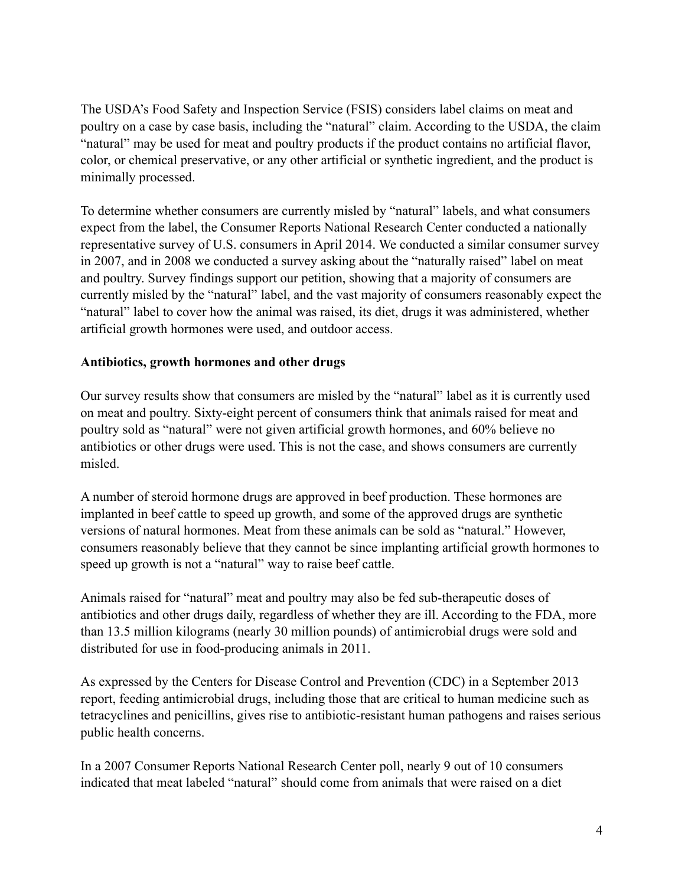The USDA's Food Safety and Inspection Service (FSIS) considers label claims on meat and poultry on a case by case basis, including the "natural" claim. According to the USDA, the claim "natural" may be used for meat and poultry products if the product contains no artificial flavor, color, or chemical preservative, or any other artificial or synthetic ingredient, and the product is minimally processed.

To determine whether consumers are currently misled by "natural" labels, and what consumers expect from the label, the Consumer Reports National Research Center conducted a nationally representative survey of U.S. consumers in April 2014. We conducted a similar consumer survey in 2007, and in 2008 we conducted a survey asking about the "naturally raised" label on meat and poultry. Survey findings support our petition, showing that a majority of consumers are currently misled by the "natural" label, and the vast majority of consumers reasonably expect the "natural" label to cover how the animal was raised, its diet, drugs it was administered, whether artificial growth hormones were used, and outdoor access.

**Antibiotics, growth hormones and other drugs**

Our survey results show that consumers are misled by the "natural" label as it is currently used on meat and poultry. Sixty-eight percent of consumers think that animals raised for meat and poultry sold as "natural" were not given artificial growth hormones, and 60% believe no antibiotics or other drugs were used. This is not the case, and shows consumers are currently misled.

A number of steroid hormone drugs are approved in beef production. These hormones are implanted in beef cattle to speed up growth, and some of the approved drugs are synthetic versions of natural hormones. Meat from these animals can be sold as "natural." However, consumers reasonably believe that they cannot be since implanting artificial growth hormones to speed up growth is not a "natural" way to raise beef cattle.

Animals raised for "natural" meat and poultry may also be fed sub-therapeutic doses of antibiotics and other drugs daily, regardless of whether they are ill. According to the FDA, more than 13.5 million kilograms (nearly 30 million pounds) of antimicrobial drugs were sold and distributed for use in food-producing animals in 2011.

As expressed by the Centers for Disease Control and Prevention (CDC) in a September 2013 report, feeding antimicrobial drugs, including those that are critical to human medicine such as tetracyclines and penicillins, gives rise to antibiotic-resistant human pathogens and raises serious public health concerns.

In a 2007 Consumer Reports National Research Center poll, nearly 9 out of 10 consumers indicated that meat labeled "natural" should come from animals that were raised on a diet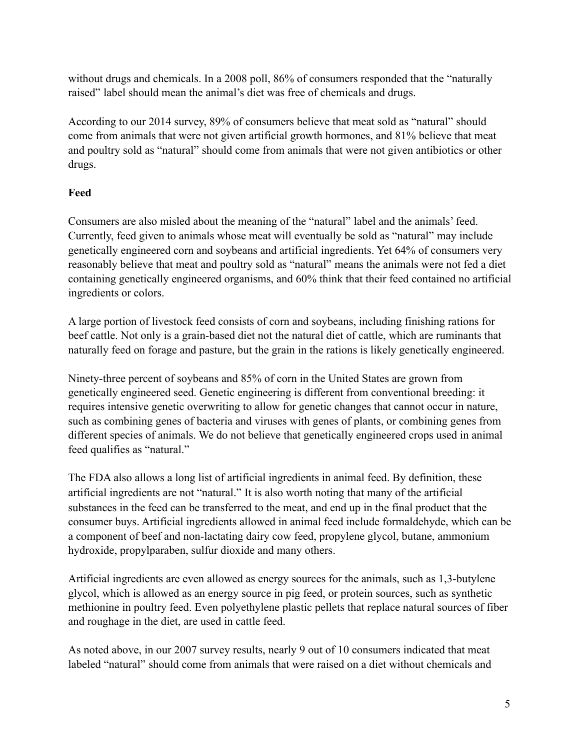without drugs and chemicals. In a 2008 poll, 86% of consumers responded that the "naturally raised" label should mean the animal's diet was free of chemicals and drugs.

According to our 2014 survey, 89% of consumers believe that meat sold as "natural" should come from animals that were not given artificial growth hormones, and 81% believe that meat and poultry sold as "natural" should come from animals that were not given antibiotics or other drugs.

**Feed**

Consumers are also misled about the meaning of the "natural" label and the animals' feed. Currently, feed given to animals whose meat will eventually be sold as "natural" may include genetically engineered corn and soybeans and artificial ingredients. Yet 64% of consumers very reasonably believe that meat and poultry sold as "natural" means the animals were not fed a diet containing genetically engineered organisms, and 60% think that their feed contained no artificial ingredients or colors.

A large portion of livestock feed consists of corn and soybeans, including finishing rations for beef cattle. Not only is a grain-based diet not the natural diet of cattle, which are ruminants that naturally feed on forage and pasture, but the grain in the rations is likely genetically engineered.

Ninety-three percent of soybeans and 85% of corn in the United States are grown from genetically engineered seed. Genetic engineering is different from conventional breeding: it requires intensive genetic overwriting to allow for genetic changes that cannot occur in nature, such as combining genes of bacteria and viruses with genes of plants, or combining genes from different species of animals. We do not believe that genetically engineered crops used in animal feed qualifies as "natural."

The FDA also allows a long list of artificial ingredients in animal feed. By definition, these artificial ingredients are not "natural." It is also worth noting that many of the artificial substances in the feed can be transferred to the meat, and end up in the final product that the consumer buys. Artificial ingredients allowed in animal feed include formaldehyde, which can be a component of beef and non-lactating dairy cow feed, propylene glycol, butane, ammonium hydroxide, propylparaben, sulfur dioxide and many others.

Artificial ingredients are even allowed as energy sources for the animals, such as 1,3-butylene glycol, which is allowed as an energy source in pig feed, or protein sources, such as synthetic methionine in poultry feed. Even polyethylene plastic pellets that replace natural sources of fiber and roughage in the diet, are used in cattle feed.

As noted above, in our 2007 survey results, nearly 9 out of 10 consumers indicated that meat labeled "natural" should come from animals that were raised on a diet without chemicals and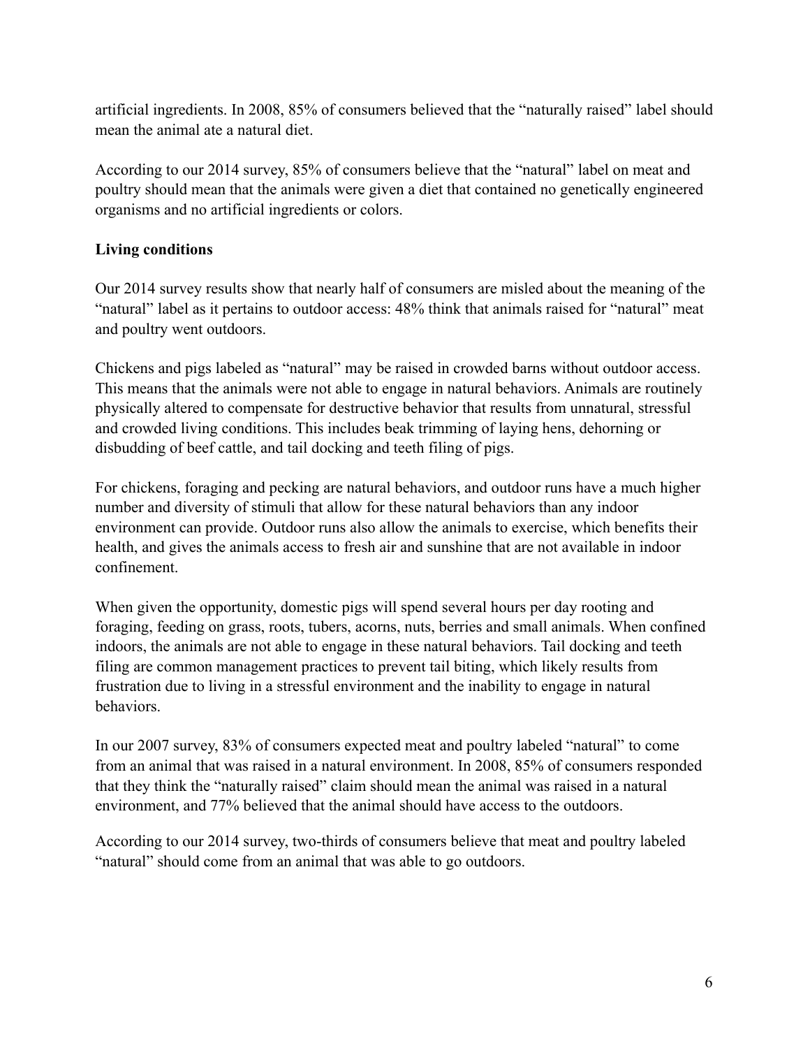artificial ingredients. In 2008, 85% of consumers believed that the "naturally raised" label should mean the animal ate a natural diet.

According to our 2014 survey, 85% of consumers believe that the "natural" label on meat and poultry should mean that the animals were given a diet that contained no genetically engineered organisms and no artificial ingredients or colors.

**Living conditions**

Our 2014 survey results show that nearly half of consumers are misled about the meaning of the "natural" label as it pertains to outdoor access: 48% think that animals raised for "natural" meat and poultry went outdoors.

Chickens and pigs labeled as "natural" may be raised in crowded barns without outdoor access. This means that the animals were not able to engage in natural behaviors. Animals are routinely physically altered to compensate for destructive behavior that results from unnatural, stressful and crowded living conditions. This includes beak trimming of laying hens, dehorning or disbudding of beef cattle, and tail docking and teeth filing of pigs.

For chickens, foraging and pecking are natural behaviors, and outdoor runs have a much higher number and diversity of stimuli that allow for these natural behaviors than any indoor environment can provide. Outdoor runs also allow the animals to exercise, which benefits their health, and gives the animals access to fresh air and sunshine that are not available in indoor confinement.

When given the opportunity, domestic pigs will spend several hours per day rooting and foraging, feeding on grass, roots, tubers, acorns, nuts, berries and small animals. When confined indoors, the animals are not able to engage in these natural behaviors. Tail docking and teeth filing are common management practices to prevent tail biting, which likely results from frustration due to living in a stressful environment and the inability to engage in natural behaviors.

In our 2007 survey, 83% of consumers expected meat and poultry labeled "natural" to come from an animal that was raised in a natural environment. In 2008, 85% of consumers responded that they think the "naturally raised" claim should mean the animal was raised in a natural environment, and 77% believed that the animal should have access to the outdoors.

According to our 2014 survey, two-thirds of consumers believe that meat and poultry labeled "natural" should come from an animal that was able to go outdoors.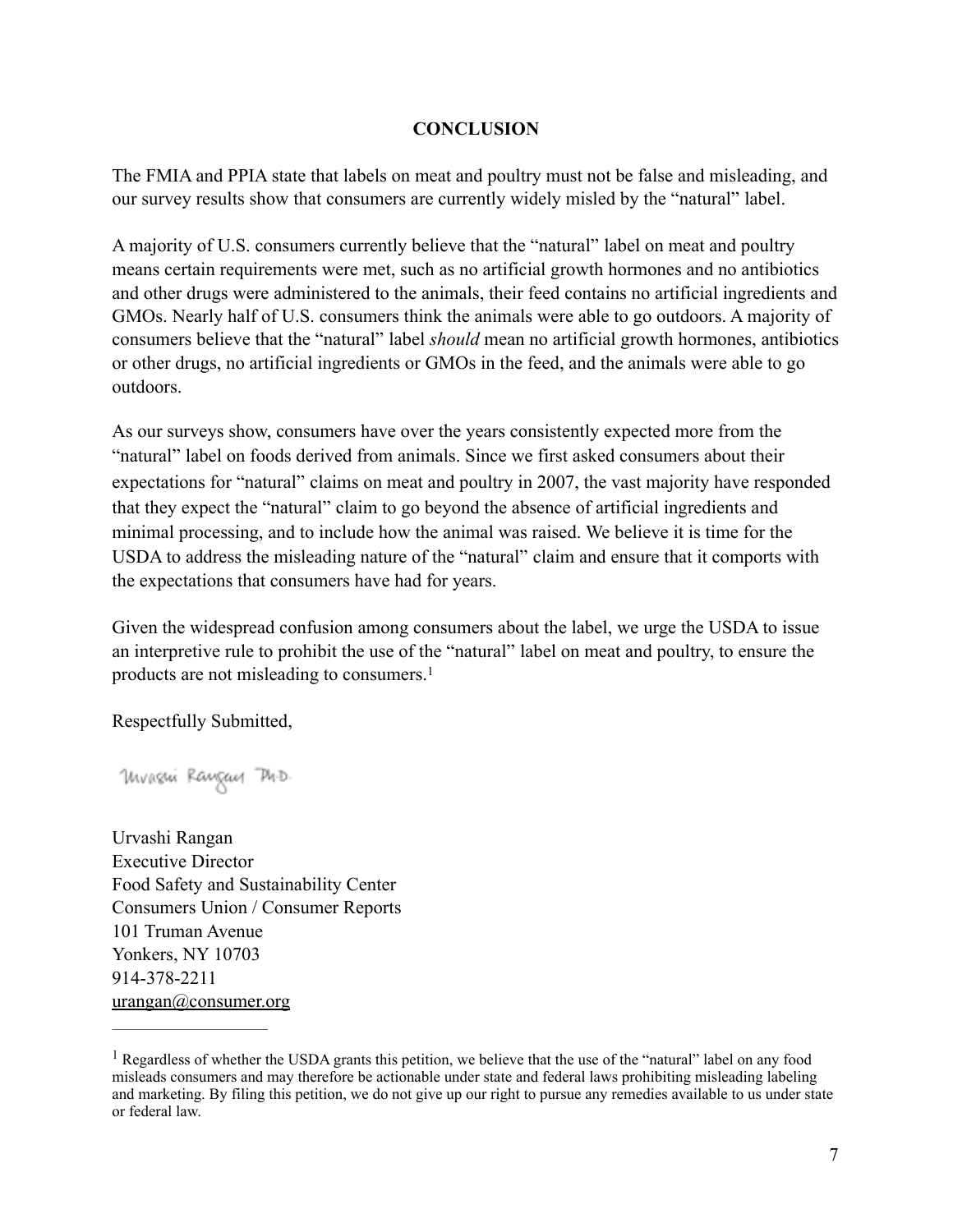## CONCLUSION

The FMIA and PPIA state that labels on meat and poultry must not be false and misleading, and our survey results show that consumers are currently widely misled by the "natural" label.

A majority of U.S. consumers currently believe that the "natural" label on meat and poultry means certain requirements were met, such as no artificial growth hormones and no antibiotics and other drugs were administered to the animals, their feed contains no artificial ingredients and GMOs. Nearly half of U.S. consumers think the animals were able to go outdoors. A majority of consumers believe that the "natural" label *should* mean no artificial growth hormones, antibiotics or other drugs, no artificial ingredients or GMOs in the feed, and the animals were able to go outdoors.

As our surveys show, consumers have over the years consistently expected more from the "natural" label on foods derived from animals. Since we first asked consumers about their expectations for "natural" claims on meat and poultry in 2007, the vast majority have responded that they expect the "natural" claim to go beyond the absence of artificial ingredients and minimal processing, and to include how the animal was raised. We believe it is time for the USDA to address the misleading nature of the "natural" claim and ensure that it comports with the expectations that consumers have had for years.

Given the widespread confusion among consumers about the label, we urge the USDA to issue an interpretive rule to prohibit the use of the "natural" label on meat and poultry, to ensure the products are not misleading to consumers.[1]

Respectfully Submitted,

Urvashi Rangan Ph.D.

Urvashi Rangan
Executive Director
Food Safety and Sustainability Center
Consumers Union / Consumer Reports
101 Truman Avenue
Yonkers, NY 10703
914-378-2211
urangan@consumer.org

---

[1] Regardless of whether the USDA grants this petition, we believe that the use of the "natural" label on any food misleads consumers and may therefore be actionable under state and federal laws prohibiting misleading labeling and marketing. By filing this petition, we do not give up our right to pursue any remedies available to us under state or federal law.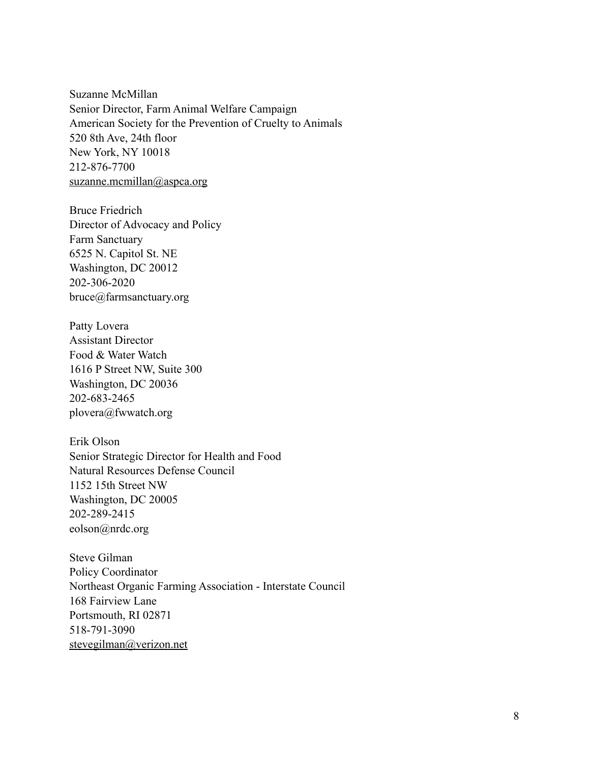Suzanne McMillan  
Senior Director, Farm Animal Welfare Campaign  
American Society for the Prevention of Cruelty to Animals  
520 8th Ave, 24th floor  
New York, NY 10018  
212-876-7700  
suzanne.mcmillan@aspca.org

Bruce Friedrich  
Director of Advocacy and Policy  
Farm Sanctuary  
6525 N. Capitol St. NE  
Washington, DC 20012  
202-306-2020  
bruce@farmsanctuary.org

Patty Lovera  
Assistant Director  
Food & Water Watch  
1616 P Street NW, Suite 300  
Washington, DC 20036  
202-683-2465  
plovera@fwwatch.org

Erik Olson  
Senior Strategic Director for Health and Food  
Natural Resources Defense Council  
1152 15th Street NW  
Washington, DC 20005  
202-289-2415  
eolson@nrdc.org

Steve Gilman  
Policy Coordinator  
Northeast Organic Farming Association - Interstate Council  
168 Fairview Lane  
Portsmouth, RI 02871  
518-791-3090  
stevegilman@verizon.net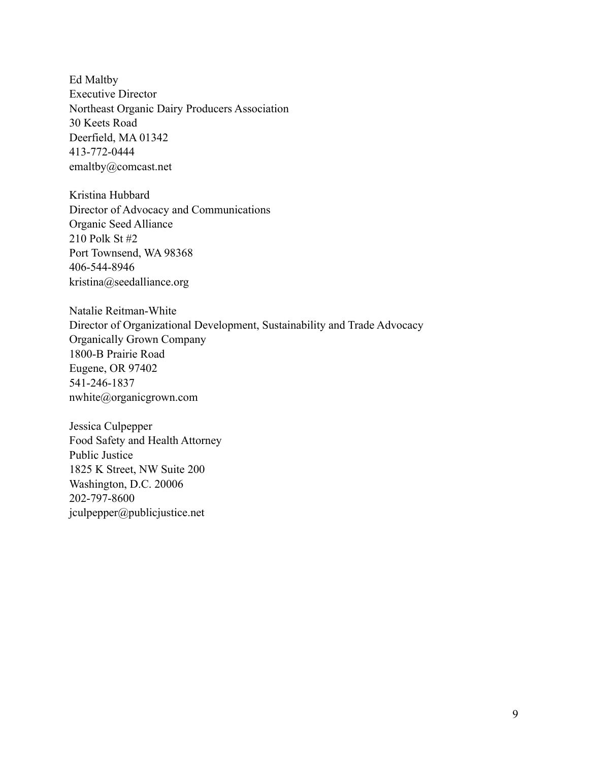Ed Maltby  
Executive Director  
Northeast Organic Dairy Producers Association  
30 Keets Road  
Deerfield, MA 01342  
413-772-0444  
emaltby@comcast.net

Kristina Hubbard  
Director of Advocacy and Communications  
Organic Seed Alliance  
210 Polk St #2  
Port Townsend, WA 98368  
406-544-8946  
kristina@seedalliance.org

Natalie Reitman-White  
Director of Organizational Development, Sustainability and Trade Advocacy  
Organically Grown Company  
1800-B Prairie Road  
Eugene, OR 97402  
541-246-1837  
nwhite@organicgrown.com

Jessica Culpepper  
Food Safety and Health Attorney  
Public Justice  
1825 K Street, NW Suite 200  
Washington, D.C. 20006  
202-797-8600  
jculpepper@publicjustice.net